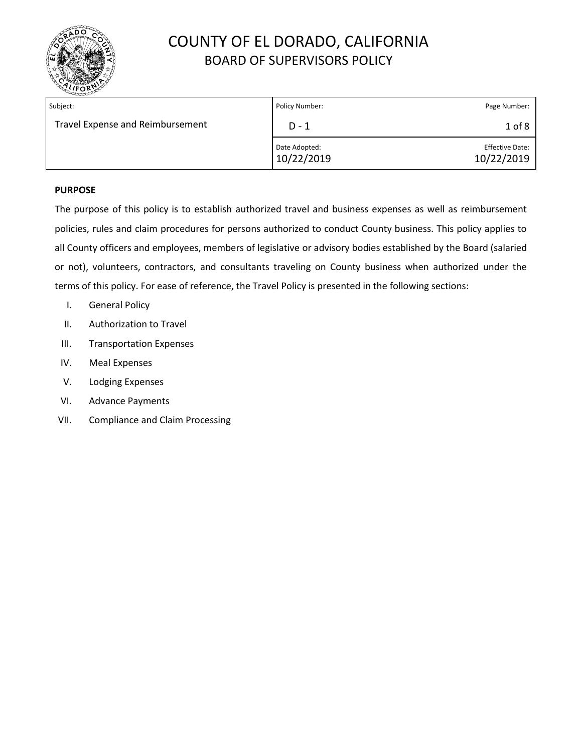# COUNTY OF EL DORADO, CALIFORNIA
## BOARD OF SUPERVISORS POLICY

| Subject: | Policy Number: | Page Number: |
|---|---|---|
| Travel Expense and Reimbursement | D - 1 | 1 of 8 |
| | Date Adopted: 10/22/2019 | Effective Date: 10/22/2019 |

**PURPOSE**

The purpose of this policy is to establish authorized travel and business expenses as well as reimbursement policies, rules and claim procedures for persons authorized to conduct County business. This policy applies to all County officers and employees, members of legislative or advisory bodies established by the Board (salaried or not), volunteers, contractors, and consultants traveling on County business when authorized under the terms of this policy. For ease of reference, the Travel Policy is presented in the following sections:

I. General Policy
II. Authorization to Travel
III. Transportation Expenses
IV. Meal Expenses
V. Lodging Expenses
VI. Advance Payments
VII. Compliance and Claim Processing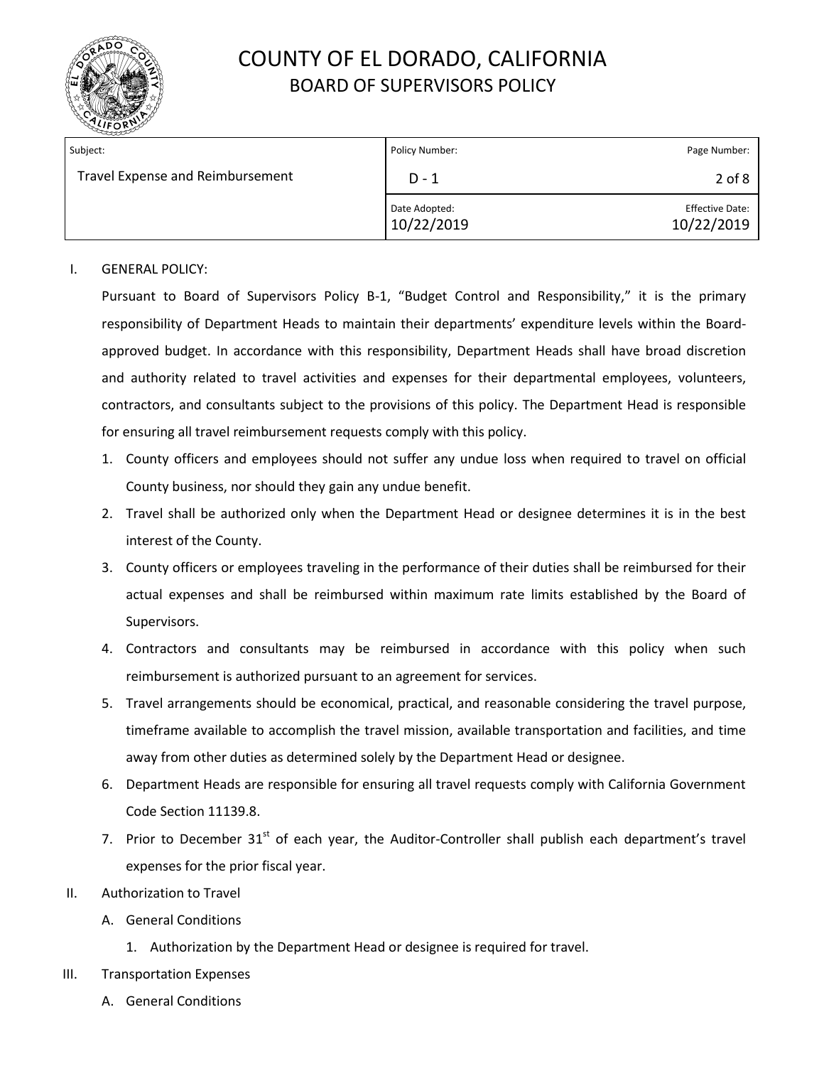I. GENERAL POLICY:

Pursuant to Board of Supervisors Policy B-1, "Budget Control and Responsibility," it is the primary responsibility of Department Heads to maintain their departments' expenditure levels within the Board-approved budget. In accordance with this responsibility, Department Heads shall have broad discretion and authority related to travel activities and expenses for their departmental employees, volunteers, contractors, and consultants subject to the provisions of this policy. The Department Head is responsible for ensuring all travel reimbursement requests comply with this policy.

1. County officers and employees should not suffer any undue loss when required to travel on official County business, nor should they gain any undue benefit.
2. Travel shall be authorized only when the Department Head or designee determines it is in the best interest of the County.
3. County officers or employees traveling in the performance of their duties shall be reimbursed for their actual expenses and shall be reimbursed within maximum rate limits established by the Board of Supervisors.
4. Contractors and consultants may be reimbursed in accordance with this policy when such reimbursement is authorized pursuant to an agreement for services.
5. Travel arrangements should be economical, practical, and reasonable considering the travel purpose, timeframe available to accomplish the travel mission, available transportation and facilities, and time away from other duties as determined solely by the Department Head or designee.
6. Department Heads are responsible for ensuring all travel requests comply with California Government Code Section 11139.8.
7. Prior to December 31st of each year, the Auditor-Controller shall publish each department's travel expenses for the prior fiscal year.

II. Authorization to Travel

A. General Conditions

1. Authorization by the Department Head or designee is required for travel.

III. Transportation Expenses

A. General Conditions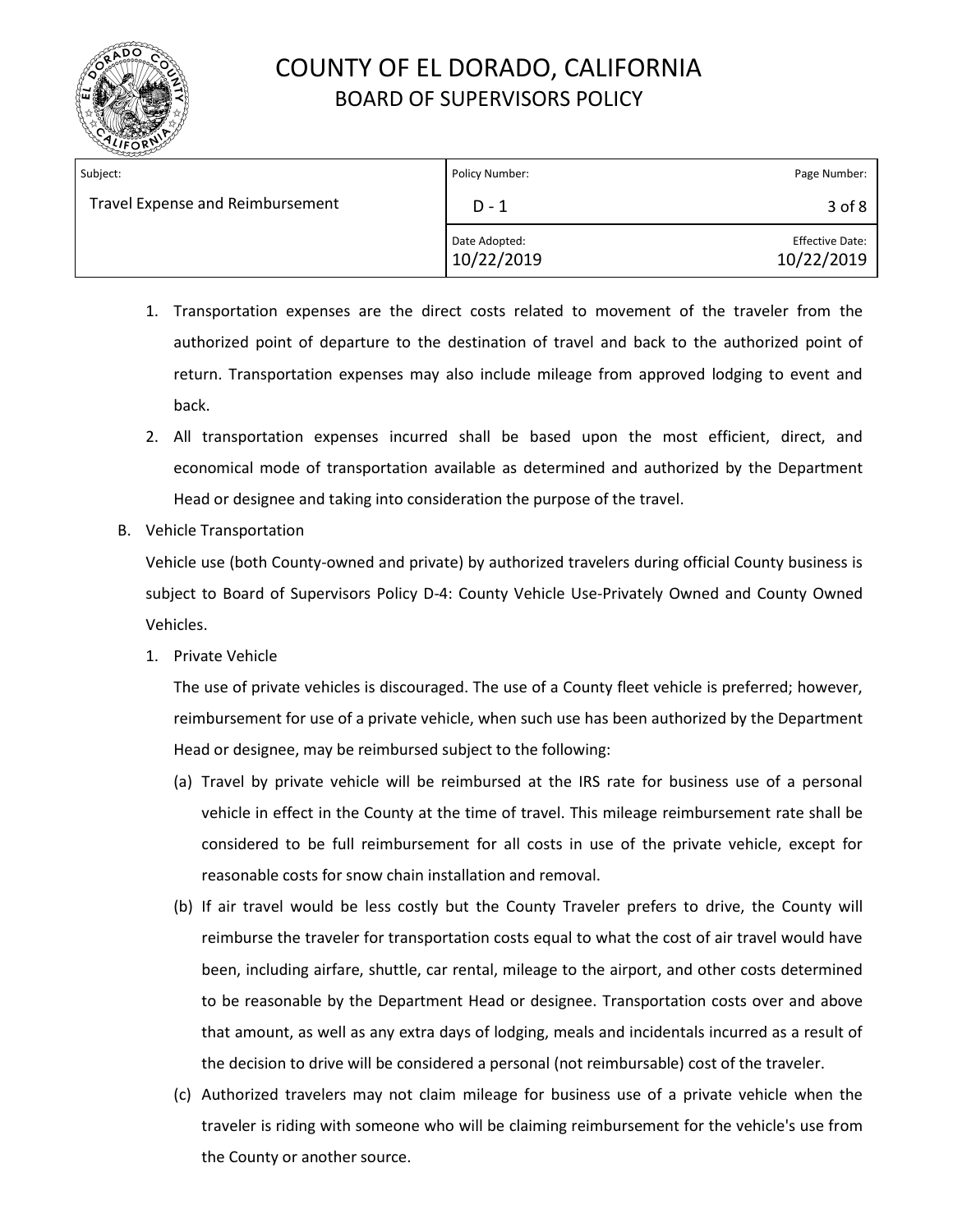1. Transportation expenses are the direct costs related to movement of the traveler from the authorized point of departure to the destination of travel and back to the authorized point of return. Transportation expenses may also include mileage from approved lodging to event and back.
2. All transportation expenses incurred shall be based upon the most efficient, direct, and economical mode of transportation available as determined and authorized by the Department Head or designee and taking into consideration the purpose of the travel.

B. Vehicle Transportation

Vehicle use (both County-owned and private) by authorized travelers during official County business is subject to Board of Supervisors Policy D-4: County Vehicle Use-Privately Owned and County Owned Vehicles.

1. Private Vehicle

   The use of private vehicles is discouraged. The use of a County fleet vehicle is preferred; however, reimbursement for use of a private vehicle, when such use has been authorized by the Department Head or designee, may be reimbursed subject to the following:

   (a) Travel by private vehicle will be reimbursed at the IRS rate for business use of a personal vehicle in effect in the County at the time of travel. This mileage reimbursement rate shall be considered to be full reimbursement for all costs in use of the private vehicle, except for reasonable costs for snow chain installation and removal.

   (b) If air travel would be less costly but the County Traveler prefers to drive, the County will reimburse the traveler for transportation costs equal to what the cost of air travel would have been, including airfare, shuttle, car rental, mileage to the airport, and other costs determined to be reasonable by the Department Head or designee. Transportation costs over and above that amount, as well as any extra days of lodging, meals and incidentals incurred as a result of the decision to drive will be considered a personal (not reimbursable) cost of the traveler.

   (c) Authorized travelers may not claim mileage for business use of a private vehicle when the traveler is riding with someone who will be claiming reimbursement for the vehicle's use from the County or another source.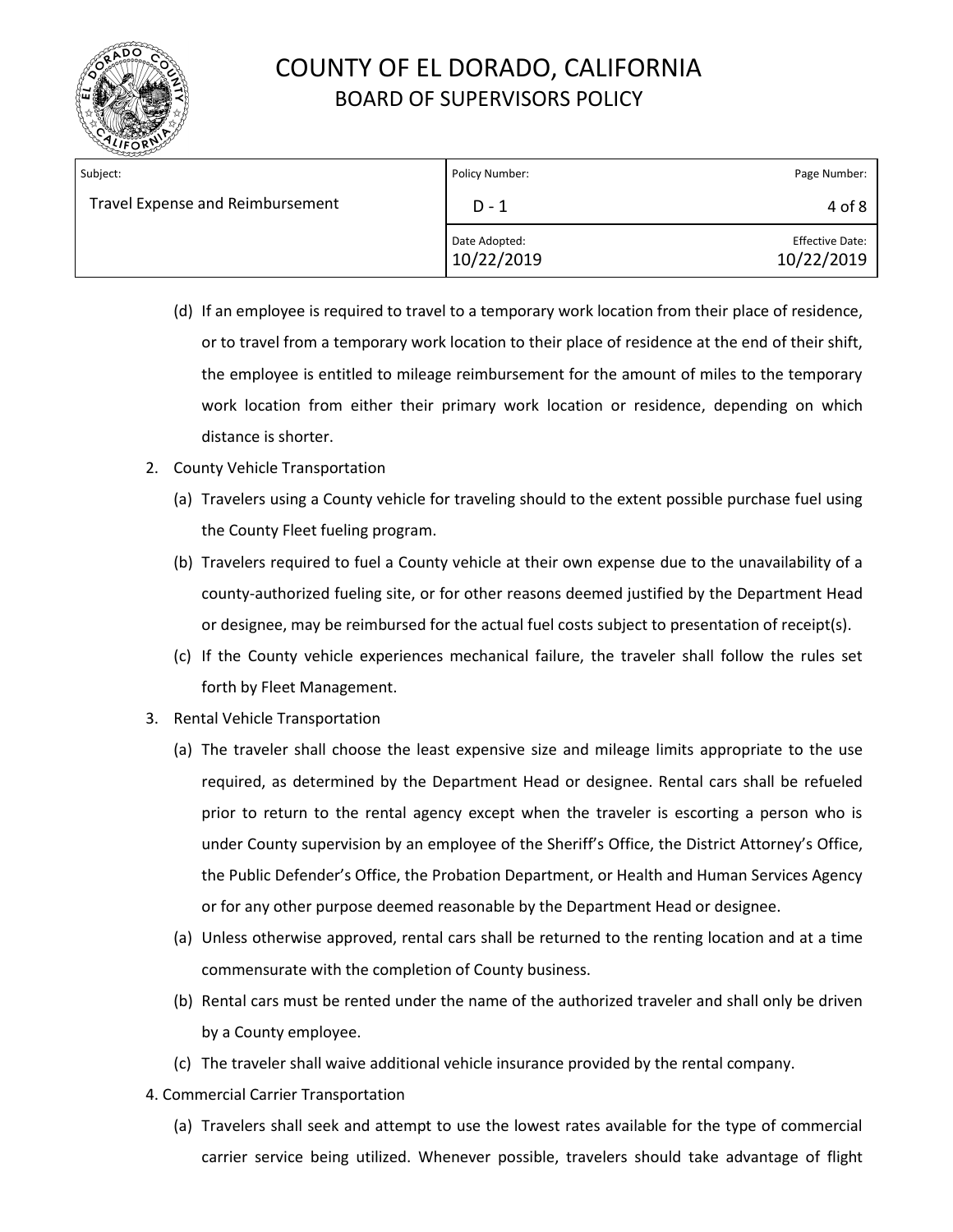(d) If an employee is required to travel to a temporary work location from their place of residence, or to travel from a temporary work location to their place of residence at the end of their shift, the employee is entitled to mileage reimbursement for the amount of miles to the temporary work location from either their primary work location or residence, depending on which distance is shorter.

2. County Vehicle Transportation

   (a) Travelers using a County vehicle for traveling should to the extent possible purchase fuel using the County Fleet fueling program.

   (b) Travelers required to fuel a County vehicle at their own expense due to the unavailability of a county-authorized fueling site, or for other reasons deemed justified by the Department Head or designee, may be reimbursed for the actual fuel costs subject to presentation of receipt(s).

   (c) If the County vehicle experiences mechanical failure, the traveler shall follow the rules set forth by Fleet Management.

3. Rental Vehicle Transportation

   (a) The traveler shall choose the least expensive size and mileage limits appropriate to the use required, as determined by the Department Head or designee. Rental cars shall be refueled prior to return to the rental agency except when the traveler is escorting a person who is under County supervision by an employee of the Sheriff's Office, the District Attorney's Office, the Public Defender's Office, the Probation Department, or Health and Human Services Agency or for any other purpose deemed reasonable by the Department Head or designee.

   (a) Unless otherwise approved, rental cars shall be returned to the renting location and at a time commensurate with the completion of County business.

   (b) Rental cars must be rented under the name of the authorized traveler and shall only be driven by a County employee.

   (c) The traveler shall waive additional vehicle insurance provided by the rental company.

4. Commercial Carrier Transportation

   (a) Travelers shall seek and attempt to use the lowest rates available for the type of commercial carrier service being utilized. Whenever possible, travelers should take advantage of flight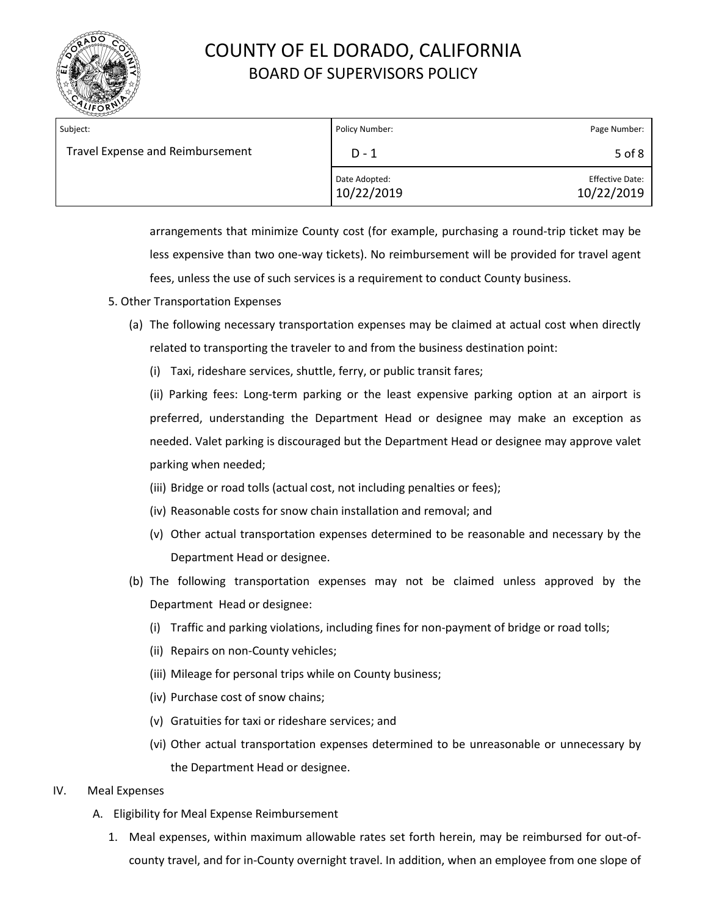arrangements that minimize County cost (for example, purchasing a round-trip ticket may be less expensive than two one-way tickets). No reimbursement will be provided for travel agent fees, unless the use of such services is a requirement to conduct County business.

5. Other Transportation Expenses

   (a) The following necessary transportation expenses may be claimed at actual cost when directly related to transporting the traveler to and from the business destination point:

   (i) Taxi, rideshare services, shuttle, ferry, or public transit fares;

   (ii) Parking fees: Long-term parking or the least expensive parking option at an airport is preferred, understanding the Department Head or designee may make an exception as needed. Valet parking is discouraged but the Department Head or designee may approve valet parking when needed;

   (iii) Bridge or road tolls (actual cost, not including penalties or fees);

   (iv) Reasonable costs for snow chain installation and removal; and

   (v) Other actual transportation expenses determined to be reasonable and necessary by the Department Head or designee.

   (b) The following transportation expenses may not be claimed unless approved by the Department Head or designee:

   (i) Traffic and parking violations, including fines for non-payment of bridge or road tolls;

   (ii) Repairs on non-County vehicles;

   (iii) Mileage for personal trips while on County business;

   (iv) Purchase cost of snow chains;

   (v) Gratuities for taxi or rideshare services; and

   (vi) Other actual transportation expenses determined to be unreasonable or unnecessary by the Department Head or designee.

## IV. Meal Expenses

### A. Eligibility for Meal Expense Reimbursement

1. Meal expenses, within maximum allowable rates set forth herein, may be reimbursed for out-of-county travel, and for in-County overnight travel. In addition, when an employee from one slope of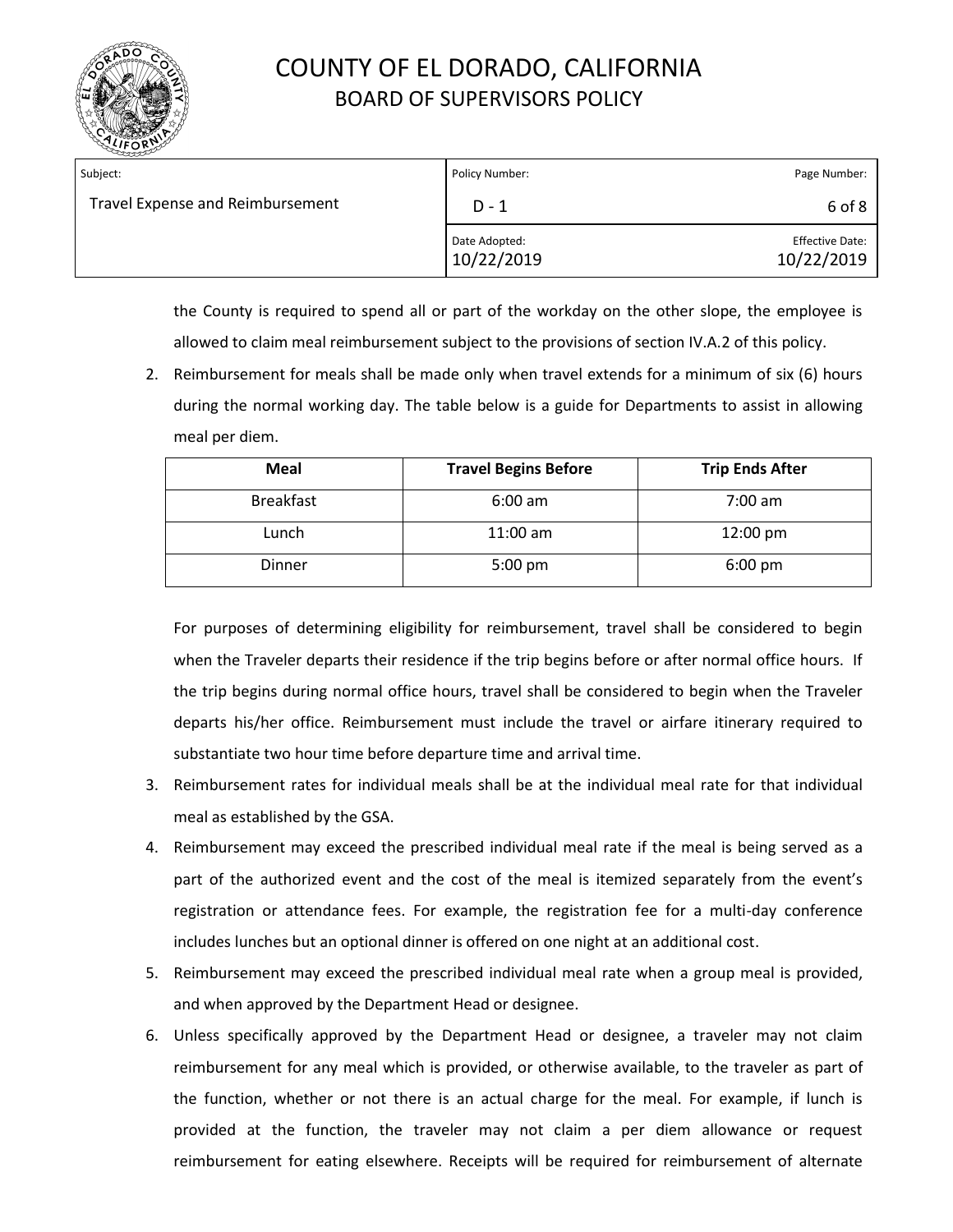the County is required to spend all or part of the workday on the other slope, the employee is allowed to claim meal reimbursement subject to the provisions of section IV.A.2 of this policy.

2. Reimbursement for meals shall be made only when travel extends for a minimum of six (6) hours during the normal working day. The table below is a guide for Departments to assist in allowing meal per diem.

| Meal | Travel Begins Before | Trip Ends After |
|---|---|---|
| Breakfast | 6:00 am | 7:00 am |
| Lunch | 11:00 am | 12:00 pm |
| Dinner | 5:00 pm | 6:00 pm |

   For purposes of determining eligibility for reimbursement, travel shall be considered to begin when the Traveler departs their residence if the trip begins before or after normal office hours. If the trip begins during normal office hours, travel shall be considered to begin when the Traveler departs his/her office. Reimbursement must include the travel or airfare itinerary required to substantiate two hour time before departure time and arrival time.

3. Reimbursement rates for individual meals shall be at the individual meal rate for that individual meal as established by the GSA.

4. Reimbursement may exceed the prescribed individual meal rate if the meal is being served as a part of the authorized event and the cost of the meal is itemized separately from the event's registration or attendance fees. For example, the registration fee for a multi-day conference includes lunches but an optional dinner is offered on one night at an additional cost.

5. Reimbursement may exceed the prescribed individual meal rate when a group meal is provided, and when approved by the Department Head or designee.

6. Unless specifically approved by the Department Head or designee, a traveler may not claim reimbursement for any meal which is provided, or otherwise available, to the traveler as part of the function, whether or not there is an actual charge for the meal. For example, if lunch is provided at the function, the traveler may not claim a per diem allowance or request reimbursement for eating elsewhere. Receipts will be required for reimbursement of alternate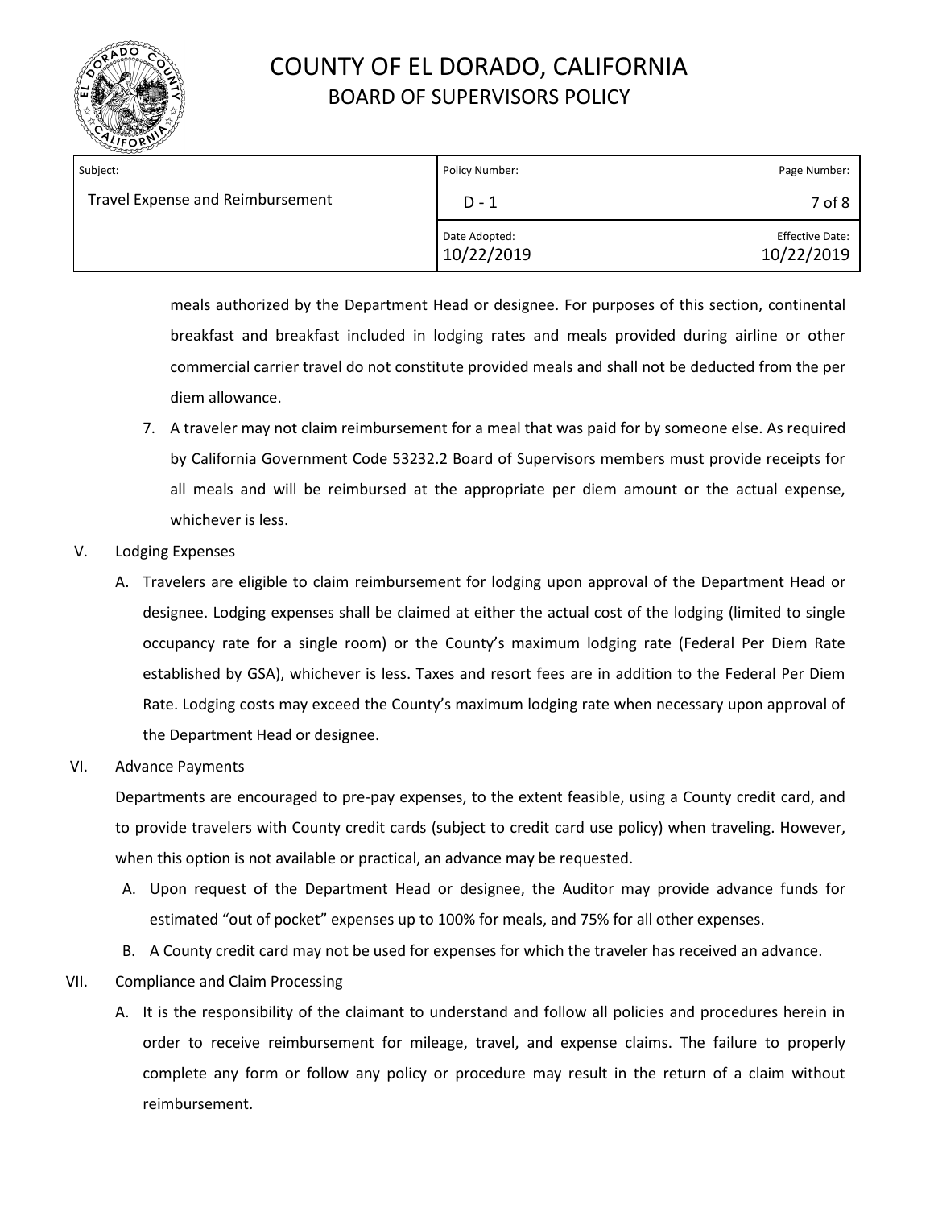meals authorized by the Department Head or designee. For purposes of this section, continental breakfast and breakfast included in lodging rates and meals provided during airline or other commercial carrier travel do not constitute provided meals and shall not be deducted from the per diem allowance.

7. A traveler may not claim reimbursement for a meal that was paid for by someone else. As required by California Government Code 53232.2 Board of Supervisors members must provide receipts for all meals and will be reimbursed at the appropriate per diem amount or the actual expense, whichever is less.

V. Lodging Expenses

A. Travelers are eligible to claim reimbursement for lodging upon approval of the Department Head or designee. Lodging expenses shall be claimed at either the actual cost of the lodging (limited to single occupancy rate for a single room) or the County's maximum lodging rate (Federal Per Diem Rate established by GSA), whichever is less. Taxes and resort fees are in addition to the Federal Per Diem Rate. Lodging costs may exceed the County's maximum lodging rate when necessary upon approval of the Department Head or designee.

VI. Advance Payments

Departments are encouraged to pre-pay expenses, to the extent feasible, using a County credit card, and to provide travelers with County credit cards (subject to credit card use policy) when traveling. However, when this option is not available or practical, an advance may be requested.

A. Upon request of the Department Head or designee, the Auditor may provide advance funds for estimated "out of pocket" expenses up to 100% for meals, and 75% for all other expenses.

B. A County credit card may not be used for expenses for which the traveler has received an advance.

VII. Compliance and Claim Processing

A. It is the responsibility of the claimant to understand and follow all policies and procedures herein in order to receive reimbursement for mileage, travel, and expense claims. The failure to properly complete any form or follow any policy or procedure may result in the return of a claim without reimbursement.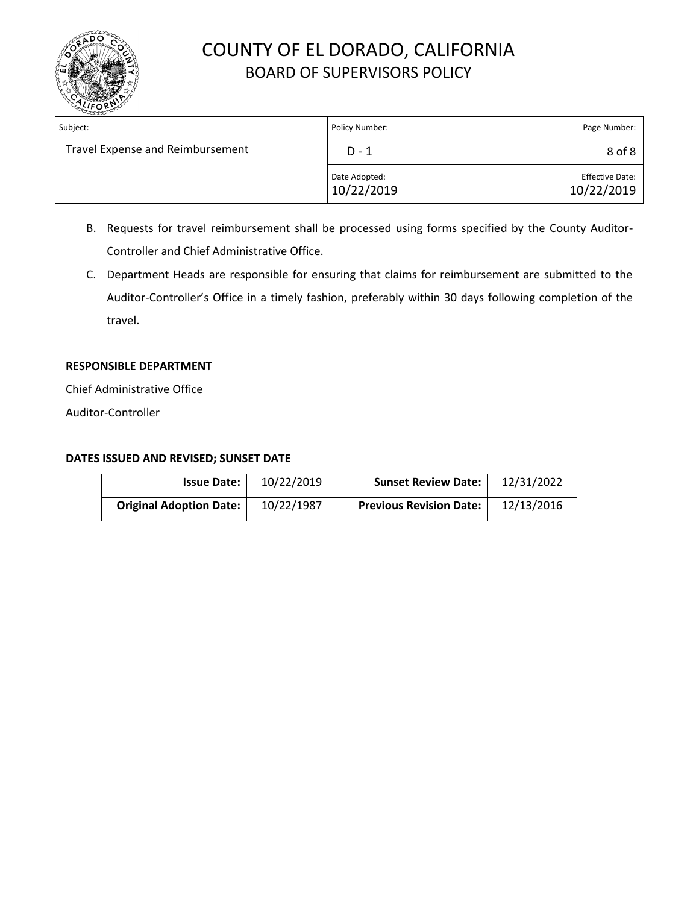B. Requests for travel reimbursement shall be processed using forms specified by the County Auditor-Controller and Chief Administrative Office.

C. Department Heads are responsible for ensuring that claims for reimbursement are submitted to the Auditor-Controller's Office in a timely fashion, preferably within 30 days following completion of the travel.

**RESPONSIBLE DEPARTMENT**

Chief Administrative Office

Auditor-Controller

**DATES ISSUED AND REVISED; SUNSET DATE**

| | | | |
|---|---|---|---|
| **Issue Date:** | 10/22/2019 | **Sunset Review Date:** | 12/31/2022 |
| **Original Adoption Date:** | 10/22/1987 | **Previous Revision Date:** | 12/13/2016 |